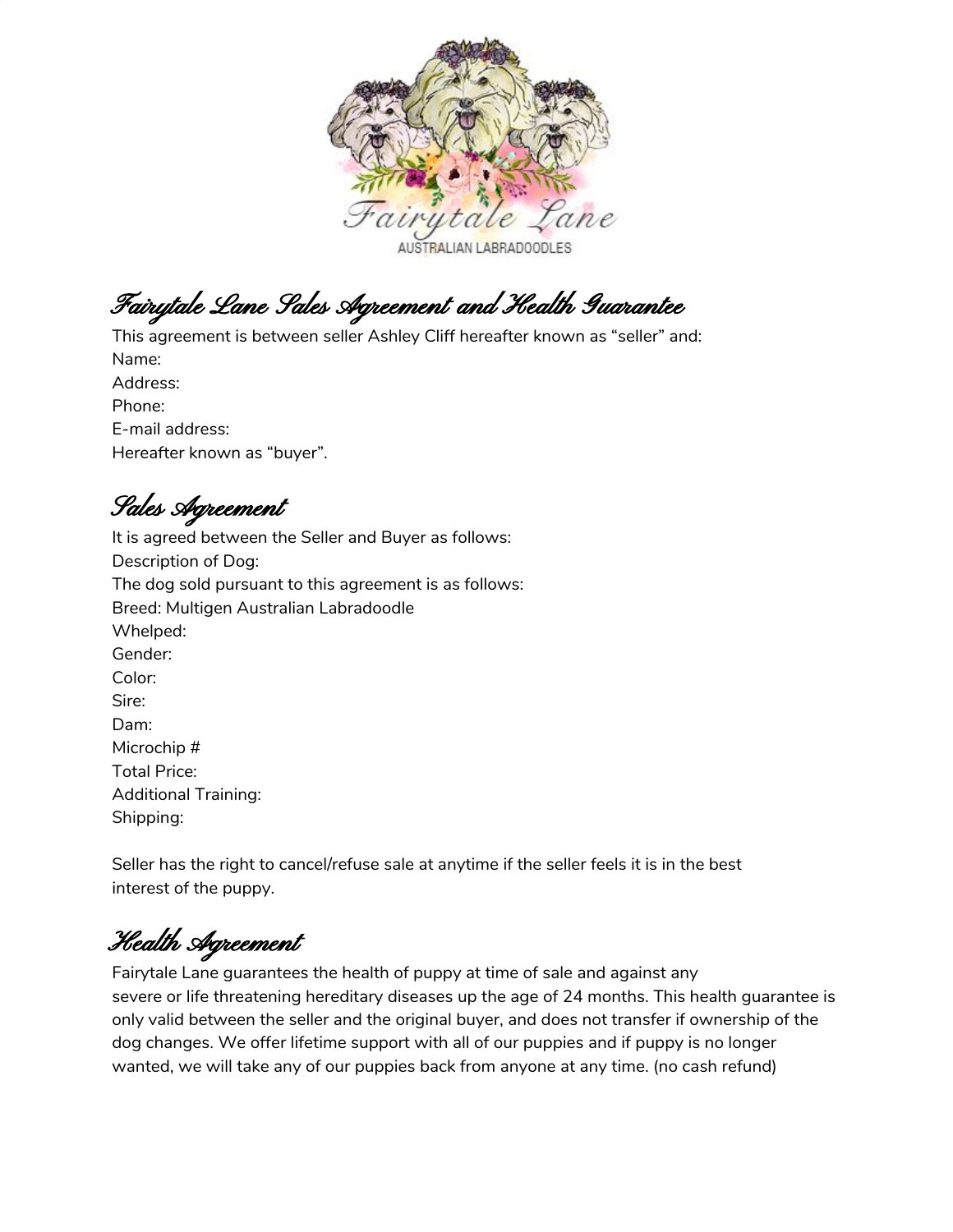Fairytale Lane

AUSTRALIAN LABRADOODLES

# Fairytale Lane Sales Agreement and Health Guarantee

This agreement is between seller Ashley Cliff hereafter known as "seller" and:
Name:
Address:
Phone:
E-mail address:
Hereafter known as "buyer".

## Sales Agreement

It is agreed between the Seller and Buyer as follows:
Description of Dog:
The dog sold pursuant to this agreement is as follows:
Breed: Multigen Australian Labradoodle
Whelped:
Gender:
Color:
Sire:
Dam:
Microchip #
Total Price:
Additional Training:
Shipping:

Seller has the right to cancel/refuse sale at anytime if the seller feels it is in the best interest of the puppy.

## Health Agreement

Fairytale Lane guarantees the health of puppy at time of sale and against any severe or life threatening hereditary diseases up the age of 24 months. This health guarantee is only valid between the seller and the original buyer, and does not transfer if ownership of the dog changes. We offer lifetime support with all of our puppies and if puppy is no longer wanted, we will take any of our puppies back from anyone at any time. (no cash refund)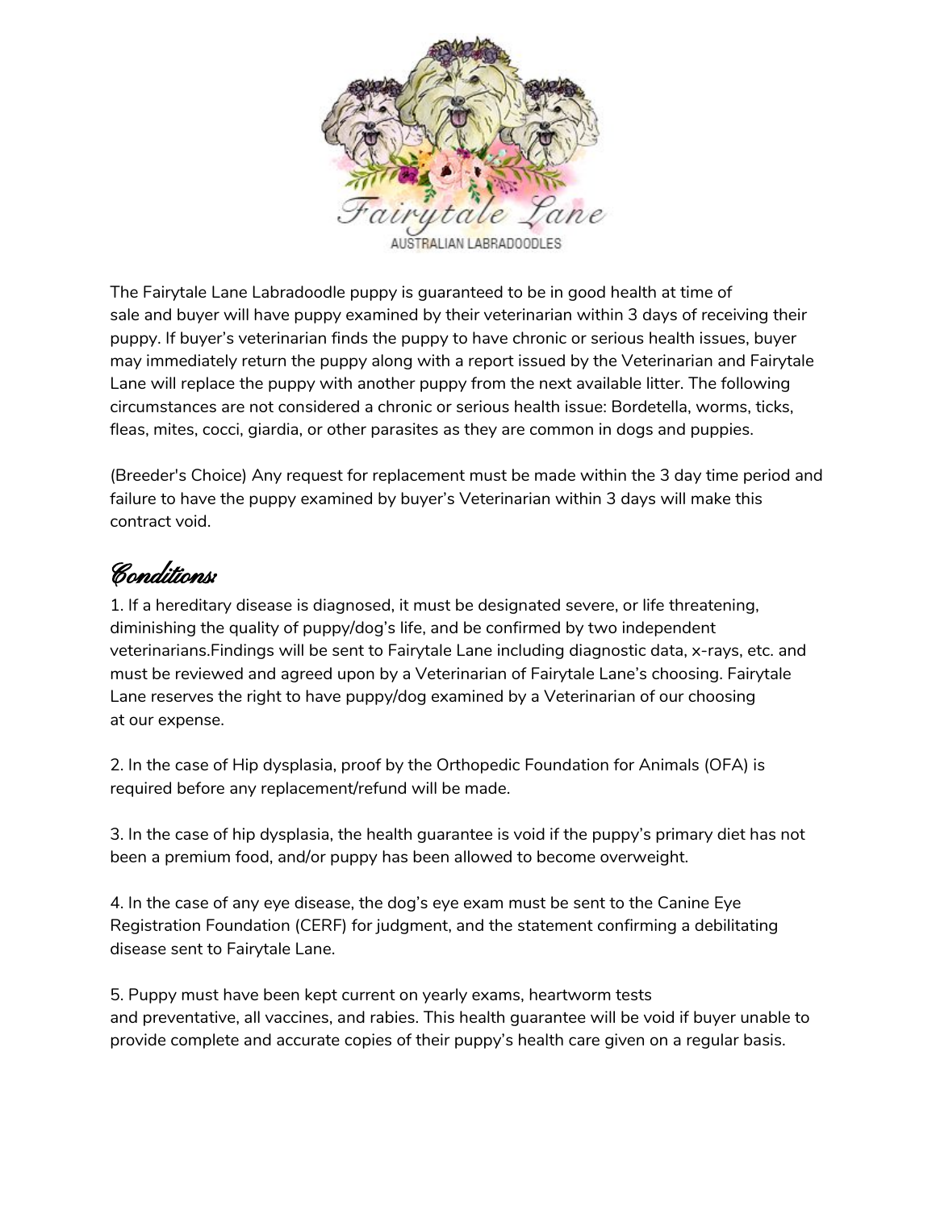The Fairytale Lane Labradoodle puppy is guaranteed to be in good health at time of sale and buyer will have puppy examined by their veterinarian within 3 days of receiving their puppy. If buyer's veterinarian finds the puppy to have chronic or serious health issues, buyer may immediately return the puppy along with a report issued by the Veterinarian and Fairytale Lane will replace the puppy with another puppy from the next available litter. The following circumstances are not considered a chronic or serious health issue: Bordetella, worms, ticks, fleas, mites, cocci, giardia, or other parasites as they are common in dogs and puppies.

(Breeder's Choice) Any request for replacement must be made within the 3 day time period and failure to have the puppy examined by buyer's Veterinarian within 3 days will make this contract void.

## Conditions:

1. If a hereditary disease is diagnosed, it must be designated severe, or life threatening, diminishing the quality of puppy/dog's life, and be confirmed by two independent veterinarians.Findings will be sent to Fairytale Lane including diagnostic data, x-rays, etc. and must be reviewed and agreed upon by a Veterinarian of Fairytale Lane's choosing. Fairytale Lane reserves the right to have puppy/dog examined by a Veterinarian of our choosing at our expense.

2. In the case of Hip dysplasia, proof by the Orthopedic Foundation for Animals (OFA) is required before any replacement/refund will be made.

3. In the case of hip dysplasia, the health guarantee is void if the puppy's primary diet has not been a premium food, and/or puppy has been allowed to become overweight.

4. In the case of any eye disease, the dog's eye exam must be sent to the Canine Eye Registration Foundation (CERF) for judgment, and the statement confirming a debilitating disease sent to Fairytale Lane.

5. Puppy must have been kept current on yearly exams, heartworm tests and preventative, all vaccines, and rabies. This health guarantee will be void if buyer unable to provide complete and accurate copies of their puppy's health care given on a regular basis.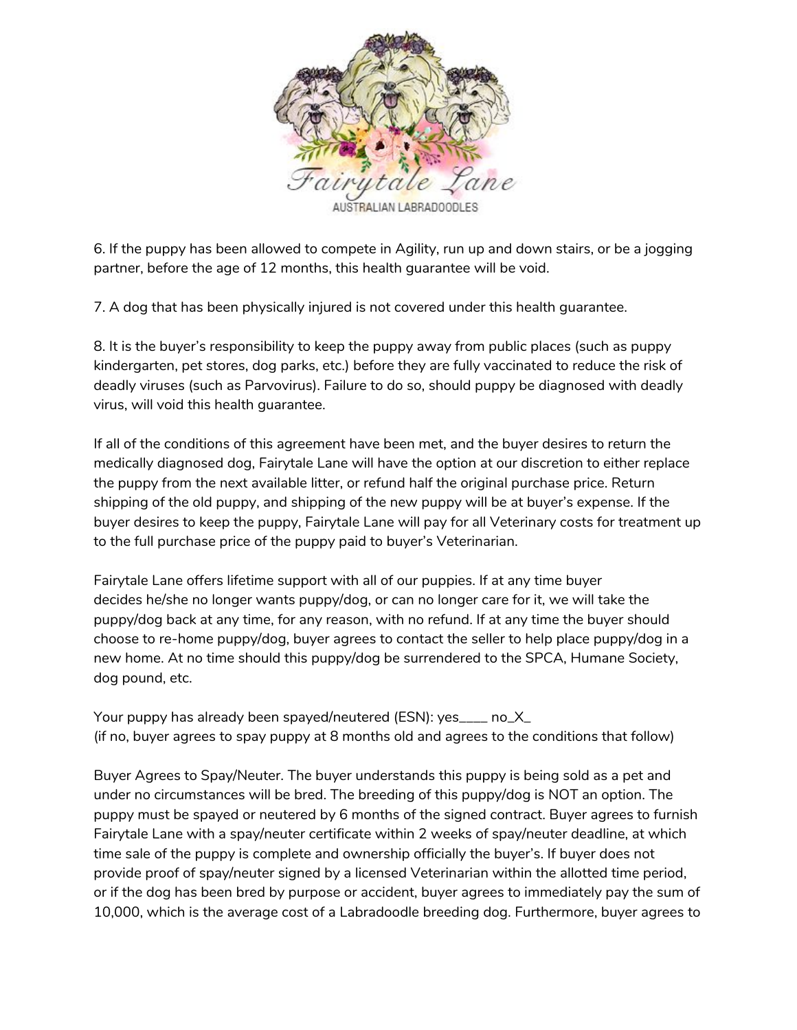6. If the puppy has been allowed to compete in Agility, run up and down stairs, or be a jogging partner, before the age of 12 months, this health guarantee will be void.

7. A dog that has been physically injured is not covered under this health guarantee.

8. It is the buyer's responsibility to keep the puppy away from public places (such as puppy kindergarten, pet stores, dog parks, etc.) before they are fully vaccinated to reduce the risk of deadly viruses (such as Parvovirus). Failure to do so, should puppy be diagnosed with deadly virus, will void this health guarantee.

If all of the conditions of this agreement have been met, and the buyer desires to return the medically diagnosed dog, Fairytale Lane will have the option at our discretion to either replace the puppy from the next available litter, or refund half the original purchase price. Return shipping of the old puppy, and shipping of the new puppy will be at buyer's expense. If the buyer desires to keep the puppy, Fairytale Lane will pay for all Veterinary costs for treatment up to the full purchase price of the puppy paid to buyer's Veterinarian.

Fairytale Lane offers lifetime support with all of our puppies. If at any time buyer decides he/she no longer wants puppy/dog, or can no longer care for it, we will take the puppy/dog back at any time, for any reason, with no refund. If at any time the buyer should choose to re-home puppy/dog, buyer agrees to contact the seller to help place puppy/dog in a new home. At no time should this puppy/dog be surrendered to the SPCA, Humane Society, dog pound, etc.

Your puppy has already been spayed/neutered (ESN): yes____ no_X_
(if no, buyer agrees to spay puppy at 8 months old and agrees to the conditions that follow)

Buyer Agrees to Spay/Neuter. The buyer understands this puppy is being sold as a pet and under no circumstances will be bred. The breeding of this puppy/dog is NOT an option. The puppy must be spayed or neutered by 6 months of the signed contract. Buyer agrees to furnish Fairytale Lane with a spay/neuter certificate within 2 weeks of spay/neuter deadline, at which time sale of the puppy is complete and ownership officially the buyer's. If buyer does not provide proof of spay/neuter signed by a licensed Veterinarian within the allotted time period, or if the dog has been bred by purpose or accident, buyer agrees to immediately pay the sum of 10,000, which is the average cost of a Labradoodle breeding dog. Furthermore, buyer agrees to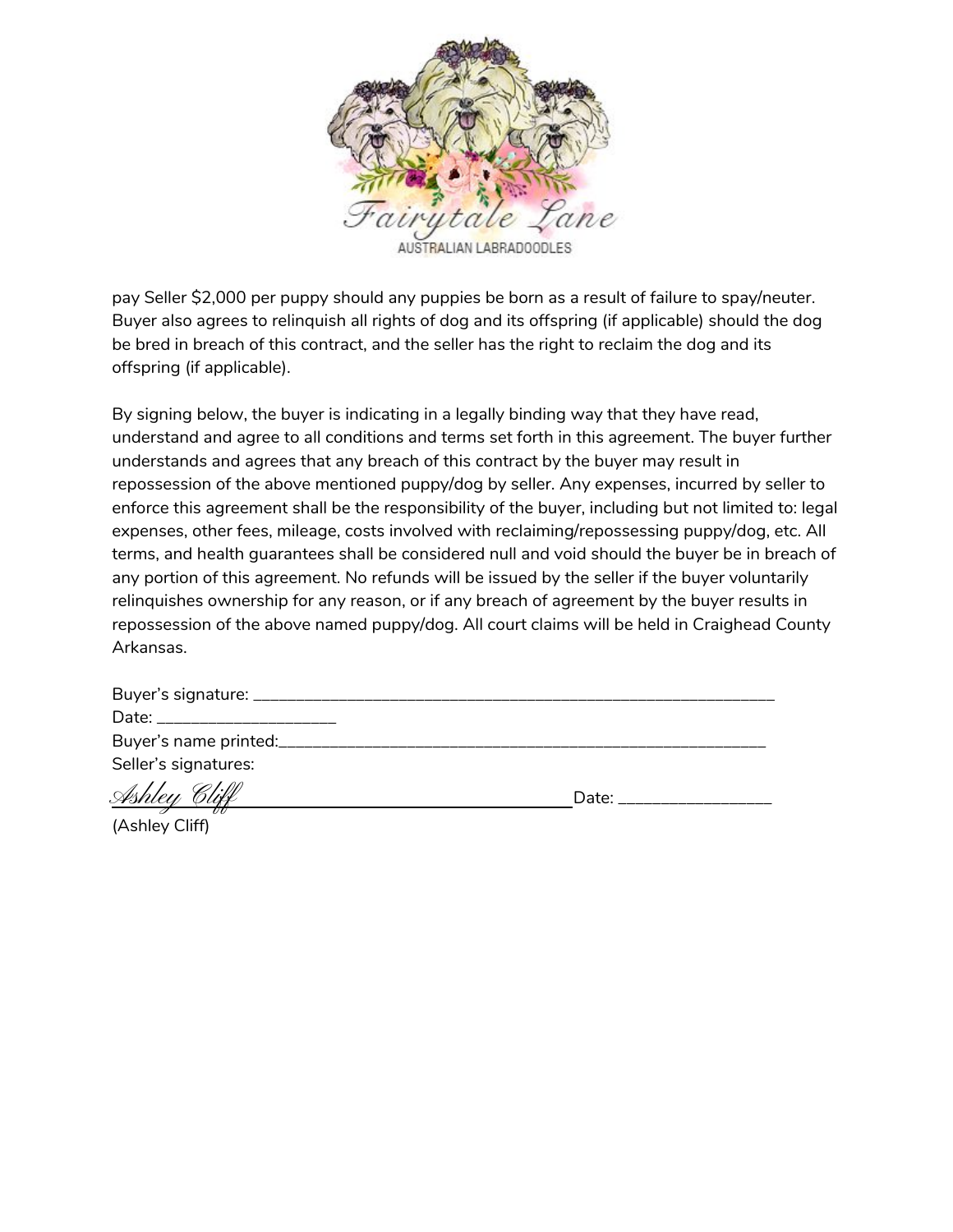pay Seller $2,000 per puppy should any puppies be born as a result of failure to spay/neuter. Buyer also agrees to relinquish all rights of dog and its offspring (if applicable) should the dog be bred in breach of this contract, and the seller has the right to reclaim the dog and its offspring (if applicable).

By signing below, the buyer is indicating in a legally binding way that they have read, understand and agree to all conditions and terms set forth in this agreement. The buyer further understands and agrees that any breach of this contract by the buyer may result in repossession of the above mentioned puppy/dog by seller. Any expenses, incurred by seller to enforce this agreement shall be the responsibility of the buyer, including but not limited to: legal expenses, other fees, mileage, costs involved with reclaiming/repossessing puppy/dog, etc. All terms, and health guarantees shall be considered null and void should the buyer be in breach of any portion of this agreement. No refunds will be issued by the seller if the buyer voluntarily relinquishes ownership for any reason, or if any breach of agreement by the buyer results in repossession of the above named puppy/dog. All court claims will be held in Craighead County Arkansas.

Buyer's signature: ______________________________________________________

Date: ___________________

Buyer's name printed:___________________________________________________

Seller's signatures:

*Ashley Cliff* ______________________________ Date: ________________

(Ashley Cliff)